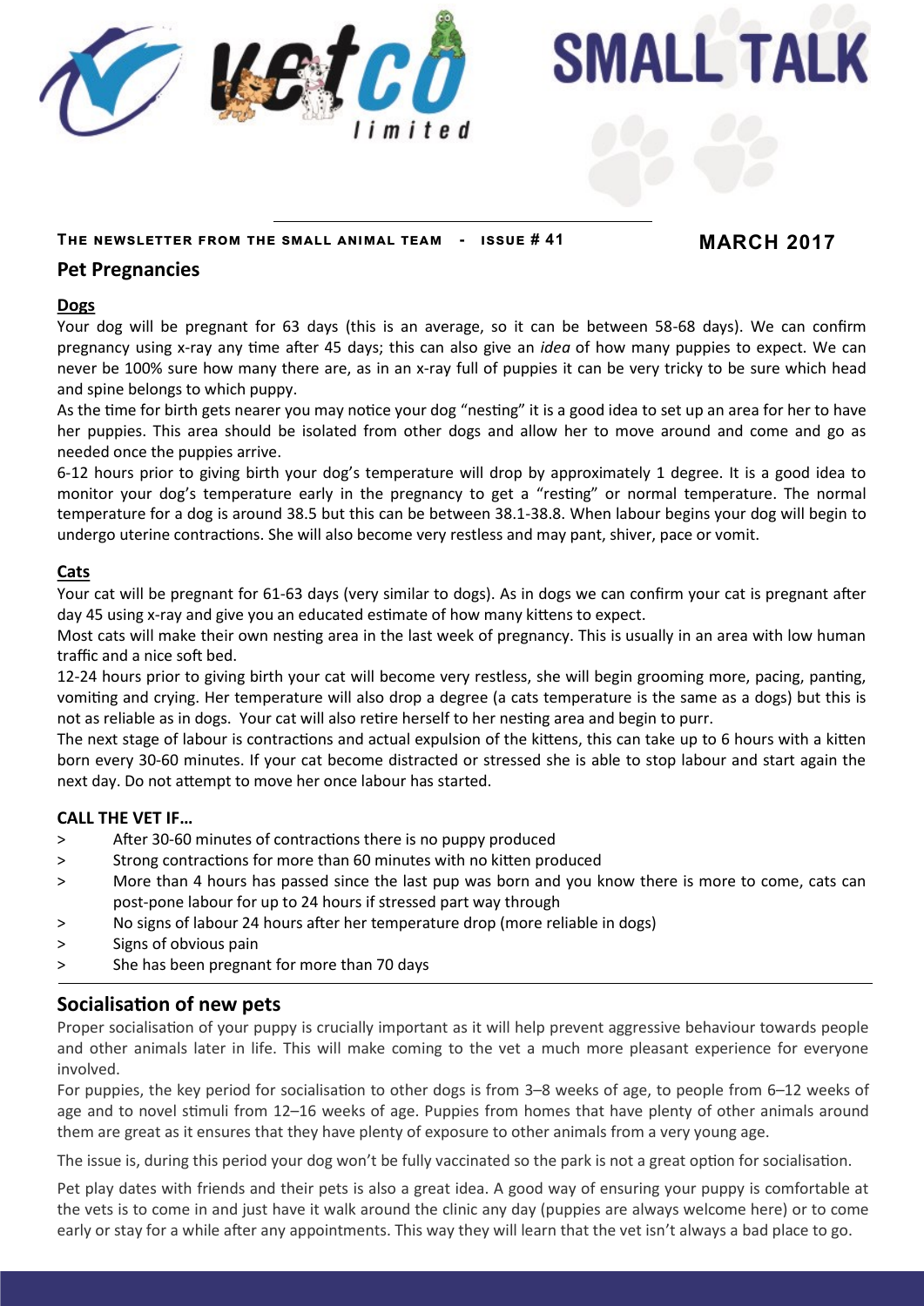# vetco limited

# SMALL TALK

**THE NEWSLETTER FROM THE SMALL ANIMAL TEAM - ISSUE # 41**

**MARCH 2017**

## Pet Pregnancies

### Dogs

Your dog will be pregnant for 63 days (this is an average, so it can be between 58-68 days). We can confirm pregnancy using x-ray any time after 45 days; this can also give an *idea* of how many puppies to expect. We can never be 100% sure how many there are, as in an x-ray full of puppies it can be very tricky to be sure which head and spine belongs to which puppy.

As the time for birth gets nearer you may notice your dog "nesting" it is a good idea to set up an area for her to have her puppies. This area should be isolated from other dogs and allow her to move around and come and go as needed once the puppies arrive.

6-12 hours prior to giving birth your dog's temperature will drop by approximately 1 degree. It is a good idea to monitor your dog's temperature early in the pregnancy to get a "resting" or normal temperature. The normal temperature for a dog is around 38.5 but this can be between 38.1-38.8. When labour begins your dog will begin to undergo uterine contractions. She will also become very restless and may pant, shiver, pace or vomit.

### Cats

Your cat will be pregnant for 61-63 days (very similar to dogs). As in dogs we can confirm your cat is pregnant after day 45 using x-ray and give you an educated estimate of how many kittens to expect.

Most cats will make their own nesting area in the last week of pregnancy. This is usually in an area with low human traffic and a nice soft bed.

12-24 hours prior to giving birth your cat will become very restless, she will begin grooming more, pacing, panting, vomiting and crying. Her temperature will also drop a degree (a cats temperature is the same as a dogs) but this is not as reliable as in dogs. Your cat will also retire herself to her nesting area and begin to purr.

The next stage of labour is contractions and actual expulsion of the kittens, this can take up to 6 hours with a kitten born every 30-60 minutes. If your cat become distracted or stressed she is able to stop labour and start again the next day. Do not attempt to move her once labour has started.

### CALL THE VET IF…

> After 30-60 minutes of contractions there is no puppy produced
> Strong contractions for more than 60 minutes with no kitten produced
> More than 4 hours has passed since the last pup was born and you know there is more to come, cats can post-pone labour for up to 24 hours if stressed part way through
> No signs of labour 24 hours after her temperature drop (more reliable in dogs)
> Signs of obvious pain
> She has been pregnant for more than 70 days

## Socialisation of new pets

Proper socialisation of your puppy is crucially important as it will help prevent aggressive behaviour towards people and other animals later in life. This will make coming to the vet a much more pleasant experience for everyone involved.

For puppies, the key period for socialisation to other dogs is from 3–8 weeks of age, to people from 6–12 weeks of age and to novel stimuli from 12–16 weeks of age. Puppies from homes that have plenty of other animals around them are great as it ensures that they have plenty of exposure to other animals from a very young age.

The issue is, during this period your dog won't be fully vaccinated so the park is not a great option for socialisation.

Pet play dates with friends and their pets is also a great idea. A good way of ensuring your puppy is comfortable at the vets is to come in and just have it walk around the clinic any day (puppies are always welcome here) or to come early or stay for a while after any appointments. This way they will learn that the vet isn't always a bad place to go.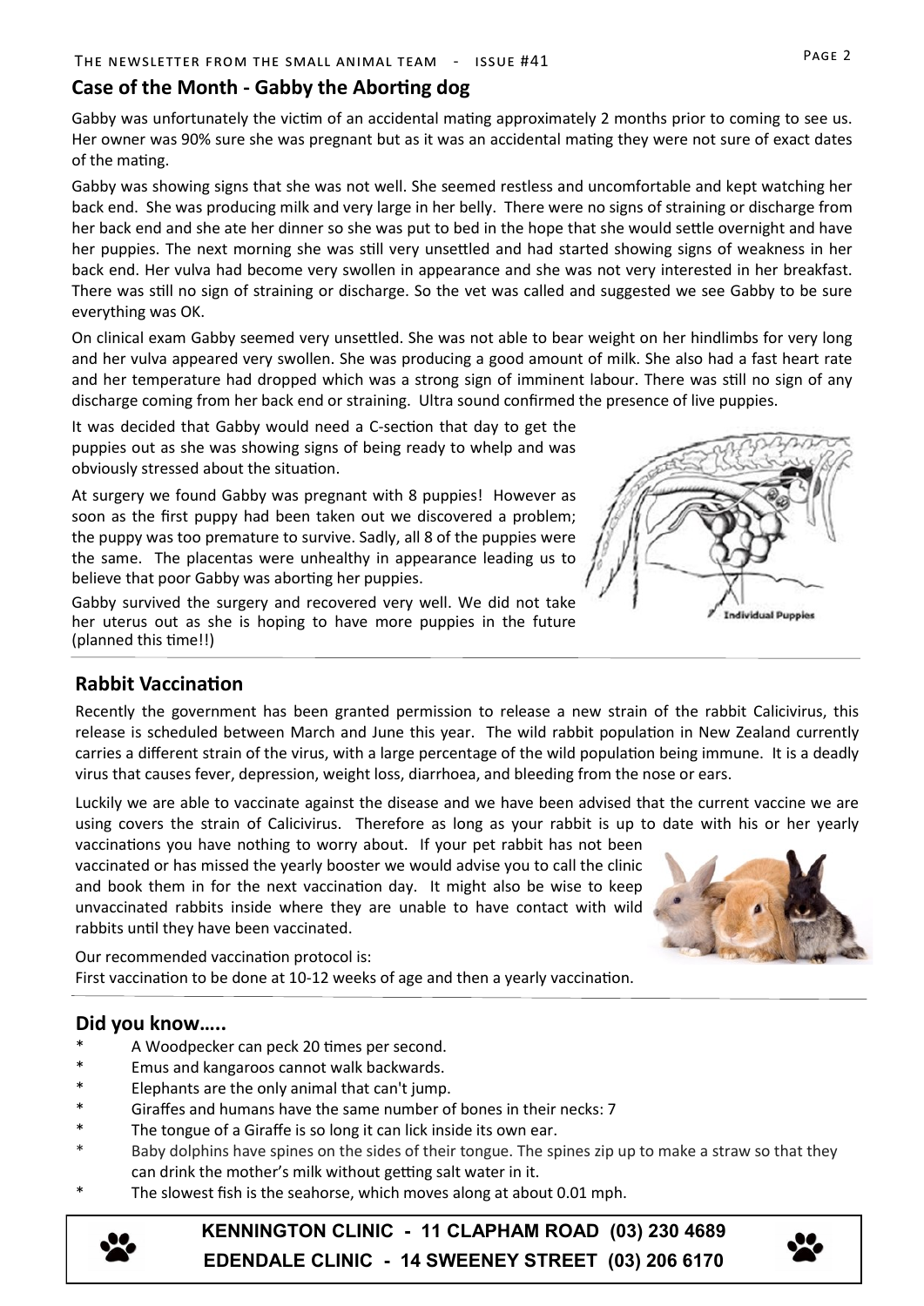## Case of the Month - Gabby the Aborting dog

Gabby was unfortunately the victim of an accidental mating approximately 2 months prior to coming to see us. Her owner was 90% sure she was pregnant but as it was an accidental mating they were not sure of exact dates of the mating.

Gabby was showing signs that she was not well. She seemed restless and uncomfortable and kept watching her back end. She was producing milk and very large in her belly. There were no signs of straining or discharge from her back end and she ate her dinner so she was put to bed in the hope that she would settle overnight and have her puppies. The next morning she was still very unsettled and had started showing signs of weakness in her back end. Her vulva had become very swollen in appearance and she was not very interested in her breakfast. There was still no sign of straining or discharge. So the vet was called and suggested we see Gabby to be sure everything was OK.

On clinical exam Gabby seemed very unsettled. She was not able to bear weight on her hindlimbs for very long and her vulva appeared very swollen. She was producing a good amount of milk. She also had a fast heart rate and her temperature had dropped which was a strong sign of imminent labour. There was still no sign of any discharge coming from her back end or straining. Ultra sound confirmed the presence of live puppies.

It was decided that Gabby would need a C-section that day to get the puppies out as she was showing signs of being ready to whelp and was obviously stressed about the situation.

At surgery we found Gabby was pregnant with 8 puppies! However as soon as the first puppy had been taken out we discovered a problem; the puppy was too premature to survive. Sadly, all 8 of the puppies were the same. The placentas were unhealthy in appearance leading us to believe that poor Gabby was aborting her puppies.

Gabby survived the surgery and recovered very well. We did not take her uterus out as she is hoping to have more puppies in the future (planned this time!!)

Individual Puppies

## Rabbit Vaccination

Recently the government has been granted permission to release a new strain of the rabbit Calicivirus, this release is scheduled between March and June this year. The wild rabbit population in New Zealand currently carries a different strain of the virus, with a large percentage of the wild population being immune. It is a deadly virus that causes fever, depression, weight loss, diarrhoea, and bleeding from the nose or ears.

Luckily we are able to vaccinate against the disease and we have been advised that the current vaccine we are using covers the strain of Calicivirus. Therefore as long as your rabbit is up to date with his or her yearly vaccinations you have nothing to worry about. If your pet rabbit has not been vaccinated or has missed the yearly booster we would advise you to call the clinic and book them in for the next vaccination day. It might also be wise to keep unvaccinated rabbits inside where they are unable to have contact with wild rabbits until they have been vaccinated.

Our recommended vaccination protocol is:
First vaccination to be done at 10-12 weeks of age and then a yearly vaccination.

## Did you know…..

* A Woodpecker can peck 20 times per second.
* Emus and kangaroos cannot walk backwards.
* Elephants are the only animal that can't jump.
* Giraffes and humans have the same number of bones in their necks: 7
* The tongue of a Giraffe is so long it can lick inside its own ear.
* Baby dolphins have spines on the sides of their tongue. The spines zip up to make a straw so that they can drink the mother's milk without getting salt water in it.
* The slowest fish is the seahorse, which moves along at about 0.01 mph.

**KENNINGTON CLINIC - 11 CLAPHAM ROAD (03) 230 4689**
**EDENDALE CLINIC - 14 SWEENEY STREET (03) 206 6170**